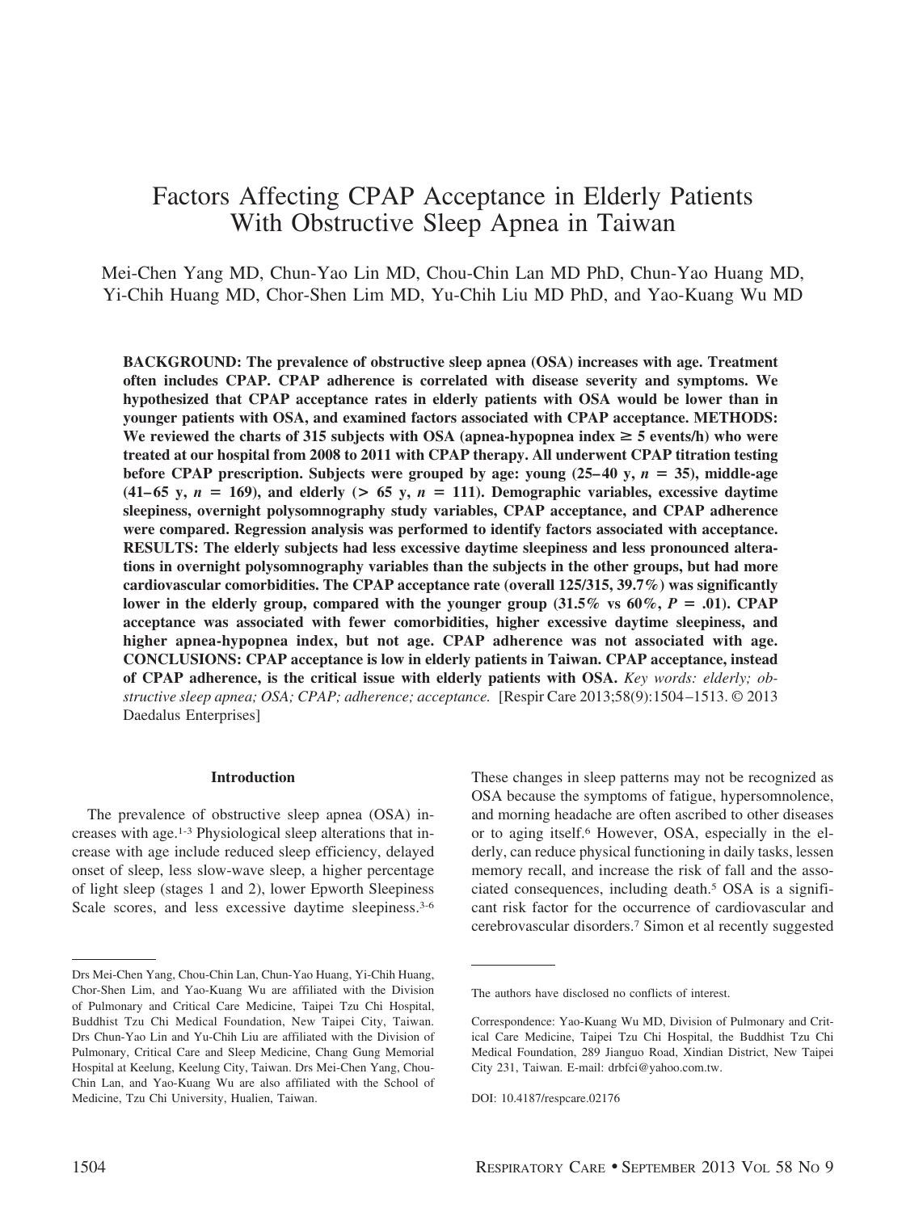# Factors Affecting CPAP Acceptance in Elderly Patients With Obstructive Sleep Apnea in Taiwan

Mei-Chen Yang MD, Chun-Yao Lin MD, Chou-Chin Lan MD PhD, Chun-Yao Huang MD, Yi-Chih Huang MD, Chor-Shen Lim MD, Yu-Chih Liu MD PhD, and Yao-Kuang Wu MD

**BACKGROUND: The prevalence of obstructive sleep apnea (OSA) increases with age. Treatment often includes CPAP. CPAP adherence is correlated with disease severity and symptoms. We hypothesized that CPAP acceptance rates in elderly patients with OSA would be lower than in younger patients with OSA, and examined factors associated with CPAP acceptance. METHODS: We reviewed the charts of 315 subjects with OSA (apnea-hypopnea index ≥ 5 events/h) who were treated at our hospital from 2008 to 2011 with CPAP therapy. All underwent CPAP titration testing before CPAP prescription. Subjects were grouped by age: young (25–40 y, *n* = 35), middle-age (41–65 y, *n* = 169), and elderly (> 65 y, *n* = 111). Demographic variables, excessive daytime sleepiness, overnight polysomnography study variables, CPAP acceptance, and CPAP adherence were compared. Regression analysis was performed to identify factors associated with acceptance. RESULTS: The elderly subjects had less excessive daytime sleepiness and less pronounced alterations in overnight polysomnography variables than the subjects in the other groups, but had more cardiovascular comorbidities. The CPAP acceptance rate (overall 125/315, 39.7%) was significantly lower in the elderly group, compared with the younger group (31.5% vs 60%, *P* = .01). CPAP acceptance was associated with fewer comorbidities, higher excessive daytime sleepiness, and higher apnea-hypopnea index, but not age. CPAP adherence was not associated with age. CONCLUSIONS: CPAP acceptance is low in elderly patients in Taiwan. CPAP acceptance, instead of CPAP adherence, is the critical issue with elderly patients with OSA.** *Key words: elderly; obstructive sleep apnea; OSA; CPAP; adherence; acceptance.* [Respir Care 2013;58(9):1504–1513. © 2013 Daedalus Enterprises]

## Introduction

The prevalence of obstructive sleep apnea (OSA) increases with age.[1-3] Physiological sleep alterations that increase with age include reduced sleep efficiency, delayed onset of sleep, less slow-wave sleep, a higher percentage of light sleep (stages 1 and 2), lower Epworth Sleepiness Scale scores, and less excessive daytime sleepiness.[3-6] These changes in sleep patterns may not be recognized as OSA because the symptoms of fatigue, hypersomnolence, and morning headache are often ascribed to other diseases or to aging itself.[6] However, OSA, especially in the elderly, can reduce physical functioning in daily tasks, lessen memory recall, and increase the risk of fall and the associated consequences, including death.[5] OSA is a significant risk factor for the occurrence of cardiovascular and cerebrovascular disorders.[7] Simon et al recently suggested

Drs Mei-Chen Yang, Chou-Chin Lan, Chun-Yao Huang, Yi-Chih Huang, Chor-Shen Lim, and Yao-Kuang Wu are affiliated with the Division of Pulmonary and Critical Care Medicine, Taipei Tzu Chi Hospital, Buddhist Tzu Chi Medical Foundation, New Taipei City, Taiwan. Drs Chun-Yao Lin and Yu-Chih Liu are affiliated with the Division of Pulmonary, Critical Care and Sleep Medicine, Chang Gung Memorial Hospital at Keelung, Keelung City, Taiwan. Drs Mei-Chen Yang, Chou-Chin Lan, and Yao-Kuang Wu are also affiliated with the School of Medicine, Tzu Chi University, Hualien, Taiwan.

The authors have disclosed no conflicts of interest.

Correspondence: Yao-Kuang Wu MD, Division of Pulmonary and Critical Care Medicine, Taipei Tzu Chi Hospital, the Buddhist Tzu Chi Medical Foundation, 289 Jianguo Road, Xindian District, New Taipei City 231, Taiwan. E-mail: drbfci@yahoo.com.tw.

DOI: 10.4187/respcare.02176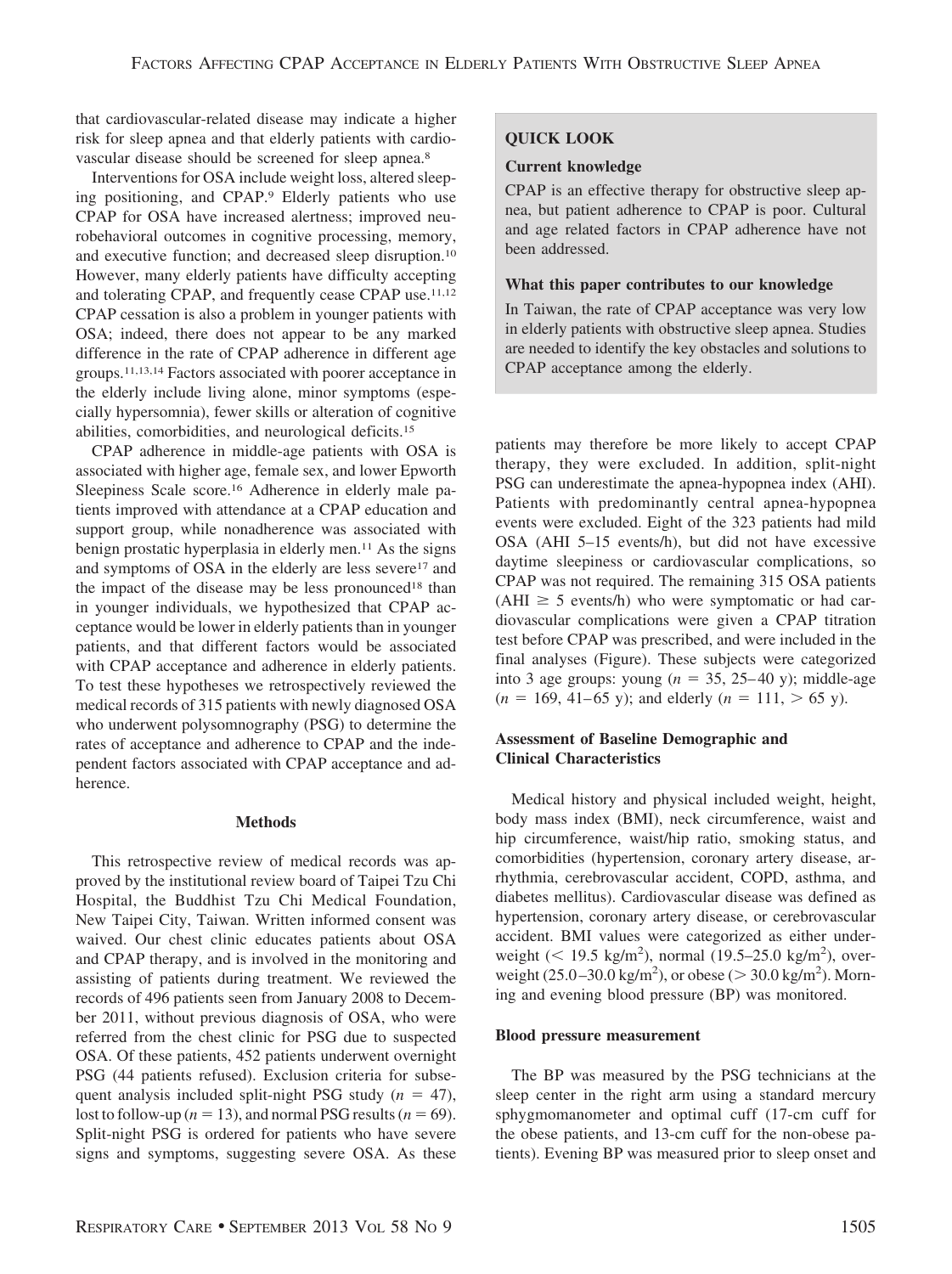that cardiovascular-related disease may indicate a higher risk for sleep apnea and that elderly patients with cardiovascular disease should be screened for sleep apnea.[8]

Interventions for OSA include weight loss, altered sleeping positioning, and CPAP.[9] Elderly patients who use CPAP for OSA have increased alertness; improved neurobehavioral outcomes in cognitive processing, memory, and executive function; and decreased sleep disruption.[10] However, many elderly patients have difficulty accepting and tolerating CPAP, and frequently cease CPAP use.[11,12] CPAP cessation is also a problem in younger patients with OSA; indeed, there does not appear to be any marked difference in the rate of CPAP adherence in different age groups.[11,13,14] Factors associated with poorer acceptance in the elderly include living alone, minor symptoms (especially hypersomnia), fewer skills or alteration of cognitive abilities, comorbidities, and neurological deficits.[15]

CPAP adherence in middle-age patients with OSA is associated with higher age, female sex, and lower Epworth Sleepiness Scale score.[16] Adherence in elderly male patients improved with attendance at a CPAP education and support group, while nonadherence was associated with benign prostatic hyperplasia in elderly men.[11] As the signs and symptoms of OSA in the elderly are less severe[17] and the impact of the disease may be less pronounced[18] than in younger individuals, we hypothesized that CPAP acceptance would be lower in elderly patients than in younger patients, and that different factors would be associated with CPAP acceptance and adherence in elderly patients. To test these hypotheses we retrospectively reviewed the medical records of 315 patients with newly diagnosed OSA who underwent polysomnography (PSG) to determine the rates of acceptance and adherence to CPAP and the independent factors associated with CPAP acceptance and adherence.

> **QUICK LOOK**
>
> **Current knowledge**
>
> CPAP is an effective therapy for obstructive sleep apnea, but patient adherence to CPAP is poor. Cultural and age related factors in CPAP adherence have not been addressed.
>
> **What this paper contributes to our knowledge**
>
> In Taiwan, the rate of CPAP acceptance was very low in elderly patients with obstructive sleep apnea. Studies are needed to identify the key obstacles and solutions to CPAP acceptance among the elderly.

## Methods

This retrospective review of medical records was approved by the institutional review board of Taipei Tzu Chi Hospital, the Buddhist Tzu Chi Medical Foundation, New Taipei City, Taiwan. Written informed consent was waived. Our chest clinic educates patients about OSA and CPAP therapy, and is involved in the monitoring and assisting of patients during treatment. We reviewed the records of 496 patients seen from January 2008 to December 2011, without previous diagnosis of OSA, who were referred from the chest clinic for PSG due to suspected OSA. Of these patients, 452 patients underwent overnight PSG (44 patients refused). Exclusion criteria for subsequent analysis included split-night PSG study ($n$ = 47), lost to follow-up ($n$ = 13), and normal PSG results ($n$ = 69). Split-night PSG is ordered for patients who have severe signs and symptoms, suggesting severe OSA. As these patients may therefore be more likely to accept CPAP therapy, they were excluded. In addition, split-night PSG can underestimate the apnea-hypopnea index (AHI). Patients with predominantly central apnea-hypopnea events were excluded. Eight of the 323 patients had mild OSA (AHI 5–15 events/h), but did not have excessive daytime sleepiness or cardiovascular complications, so CPAP was not required. The remaining 315 OSA patients (AHI ≥ 5 events/h) who were symptomatic or had cardiovascular complications were given a CPAP titration test before CPAP was prescribed, and were included in the final analyses (Figure). These subjects were categorized into 3 age groups: young ($n$ = 35, 25–40 y); middle-age ($n$ = 169, 41–65 y); and elderly ($n$ = 111, > 65 y).

### Assessment of Baseline Demographic and Clinical Characteristics

Medical history and physical included weight, height, body mass index (BMI), neck circumference, waist and hip circumference, waist/hip ratio, smoking status, and comorbidities (hypertension, coronary artery disease, arrhythmia, cerebrovascular accident, COPD, asthma, and diabetes mellitus). Cardiovascular disease was defined as hypertension, coronary artery disease, or cerebrovascular accident. BMI values were categorized as either underweight (< 19.5 kg/m$^2$), normal (19.5–25.0 kg/m$^2$), overweight (25.0–30.0 kg/m$^2$), or obese (> 30.0 kg/m$^2$). Morning and evening blood pressure (BP) was monitored.

### Blood pressure measurement

The BP was measured by the PSG technicians at the sleep center in the right arm using a standard mercury sphygmomanometer and optimal cuff (17-cm cuff for the obese patients, and 13-cm cuff for the non-obese patients). Evening BP was measured prior to sleep onset and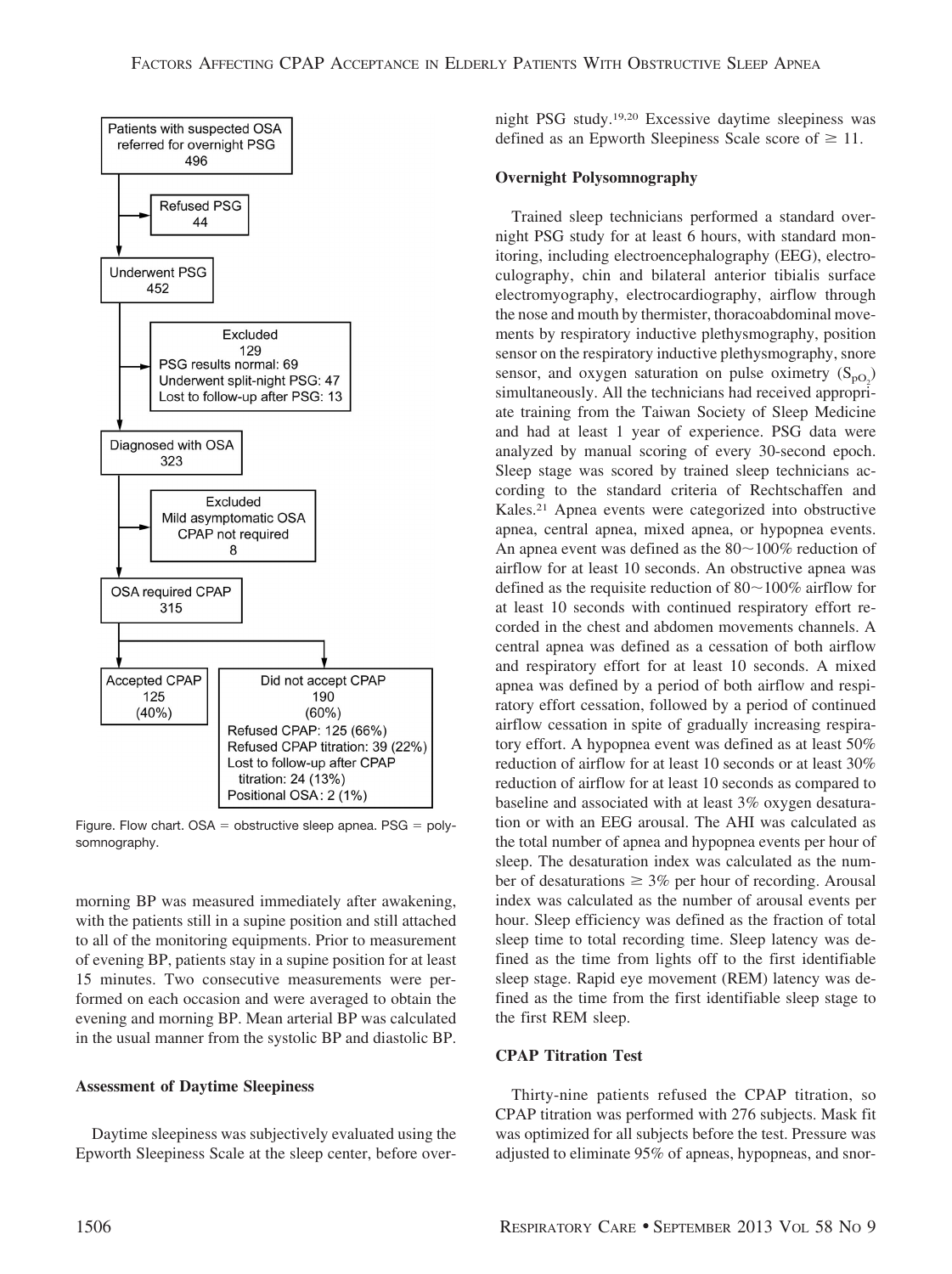Patients with suspected OSA referred for overnight PSG 496

Refused PSG 44

Underwent PSG 452

Excluded 129
PSG results normal: 69
Underwent split-night PSG: 47
Lost to follow-up after PSG: 13

Diagnosed with OSA 323

Excluded
Mild asymptomatic OSA
CPAP not required
8

OSA required CPAP 315

Accepted CPAP 125 (40%)

Did not accept CPAP 190 (60%)
Refused CPAP: 125 (66%)
Refused CPAP titration: 39 (22%)
Lost to follow-up after CPAP titration: 24 (13%)
Positional OSA: 2 (1%)

Figure. Flow chart. OSA = obstructive sleep apnea. PSG = polysomnography.

morning BP was measured immediately after awakening, with the patients still in a supine position and still attached to all of the monitoring equipments. Prior to measurement of evening BP, patients stay in a supine position for at least 15 minutes. Two consecutive measurements were performed on each occasion and were averaged to obtain the evening and morning BP. Mean arterial BP was calculated in the usual manner from the systolic BP and diastolic BP.

### Assessment of Daytime Sleepiness

Daytime sleepiness was subjectively evaluated using the Epworth Sleepiness Scale at the sleep center, before overnight PSG study.[19,20] Excessive daytime sleepiness was defined as an Epworth Sleepiness Scale score of ≥ 11.

### Overnight Polysomnography

Trained sleep technicians performed a standard overnight PSG study for at least 6 hours, with standard monitoring, including electroencephalography (EEG), electroculography, chin and bilateral anterior tibialis surface electromyography, electrocardiography, airflow through the nose and mouth by thermister, thoracoabdominal movements by respiratory inductive plethysmography, position sensor on the respiratory inductive plethysmography, snore sensor, and oxygen saturation on pulse oximetry ($S_{pO_2}$) simultaneously. All the technicians had received appropriate training from the Taiwan Society of Sleep Medicine and had at least 1 year of experience. PSG data were analyzed by manual scoring of every 30-second epoch. Sleep stage was scored by trained sleep technicians according to the standard criteria of Rechtschaffen and Kales.[21] Apnea events were categorized into obstructive apnea, central apnea, mixed apnea, or hypopnea events. An apnea event was defined as the 80~100% reduction of airflow for at least 10 seconds. An obstructive apnea was defined as the requisite reduction of 80~100% airflow for at least 10 seconds with continued respiratory effort recorded in the chest and abdomen movements channels. A central apnea was defined as a cessation of both airflow and respiratory effort for at least 10 seconds. A mixed apnea was defined by a period of both airflow and respiratory effort cessation, followed by a period of continued airflow cessation in spite of gradually increasing respiratory effort. A hypopnea event was defined as at least 50% reduction of airflow for at least 10 seconds or at least 30% reduction of airflow for at least 10 seconds as compared to baseline and associated with at least 3% oxygen desaturation or with an EEG arousal. The AHI was calculated as the total number of apnea and hypopnea events per hour of sleep. The desaturation index was calculated as the number of desaturations ≥ 3% per hour of recording. Arousal index was calculated as the number of arousal events per hour. Sleep efficiency was defined as the fraction of total sleep time to total recording time. Sleep latency was defined as the time from lights off to the first identifiable sleep stage. Rapid eye movement (REM) latency was defined as the time from the first identifiable sleep stage to the first REM sleep.

### CPAP Titration Test

Thirty-nine patients refused the CPAP titration, so CPAP titration was performed with 276 subjects. Mask fit was optimized for all subjects before the test. Pressure was adjusted to eliminate 95% of apneas, hypopneas, and snor-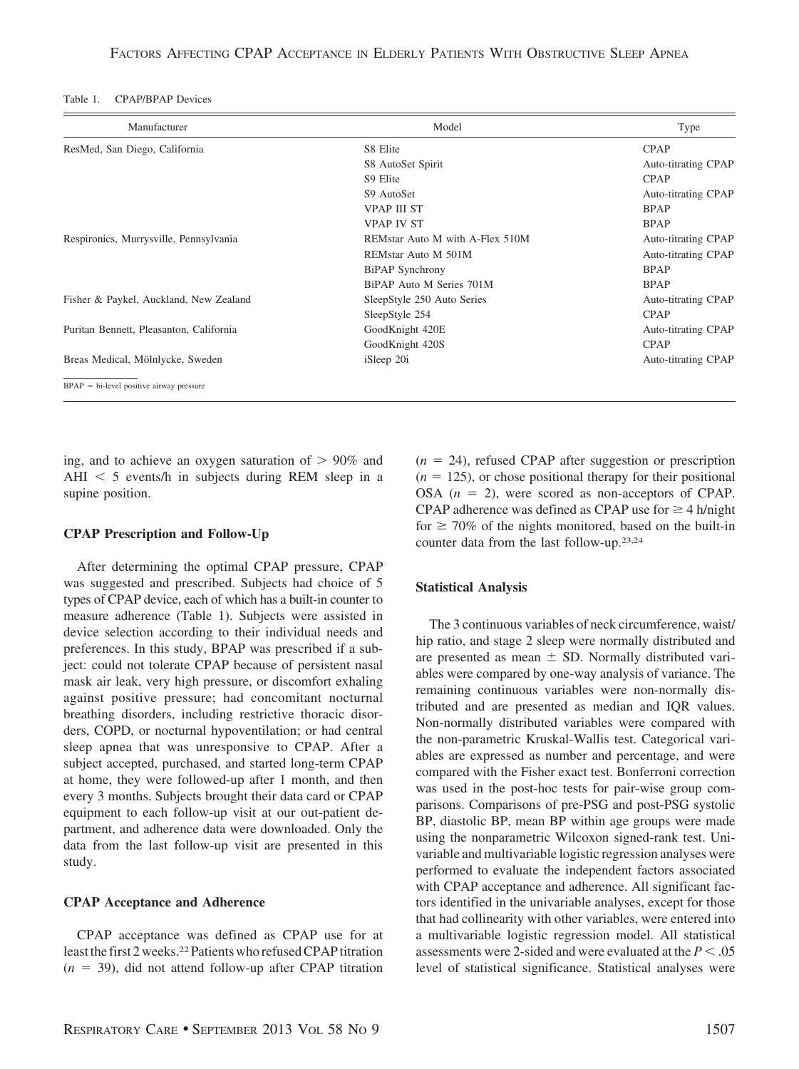Table 1. CPAP/BPAP Devices

| Manufacturer | Model | Type |
|---|---|---|
| ResMed, San Diego, California | S8 Elite | CPAP |
| | S8 AutoSet Spirit | Auto-titrating CPAP |
| | S9 Elite | CPAP |
| | S9 AutoSet | Auto-titrating CPAP |
| | VPAP III ST | BPAP |
| | VPAP IV ST | BPAP |
| Respironics, Murrysville, Pennsylvania | REMstar Auto M with A-Flex 510M | Auto-titrating CPAP |
| | REMstar Auto M 501M | Auto-titrating CPAP |
| | BiPAP Synchrony | BPAP |
| | BiPAP Auto M Series 701M | BPAP |
| Fisher & Paykel, Auckland, New Zealand | SleepStyle 250 Auto Series | Auto-titrating CPAP |
| | SleepStyle 254 | CPAP |
| Puritan Bennett, Pleasanton, California | GoodKnight 420E | Auto-titrating CPAP |
| | GoodKnight 420S | CPAP |
| Breas Medical, Mölnlycke, Sweden | iSleep 20i | Auto-titrating CPAP |

BPAP = bi-level positive airway pressure

ing, and to achieve an oxygen saturation of > 90% and AHI < 5 events/h in subjects during REM sleep in a supine position.

### CPAP Prescription and Follow-Up

After determining the optimal CPAP pressure, CPAP was suggested and prescribed. Subjects had choice of 5 types of CPAP device, each of which has a built-in counter to measure adherence (Table 1). Subjects were assisted in device selection according to their individual needs and preferences. In this study, BPAP was prescribed if a subject: could not tolerate CPAP because of persistent nasal mask air leak, very high pressure, or discomfort exhaling against positive pressure; had concomitant nocturnal breathing disorders, including restrictive thoracic disorders, COPD, or nocturnal hypoventilation; or had central sleep apnea that was unresponsive to CPAP. After a subject accepted, purchased, and started long-term CPAP at home, they were followed-up after 1 month, and then every 3 months. Subjects brought their data card or CPAP equipment to each follow-up visit at our out-patient department, and adherence data were downloaded. Only the data from the last follow-up visit are presented in this study.

### CPAP Acceptance and Adherence

CPAP acceptance was defined as CPAP use for at least the first 2 weeks.[22] Patients who refused CPAP titration ($n$ = 39), did not attend follow-up after CPAP titration ($n$ = 24), refused CPAP after suggestion or prescription ($n$ = 125), or chose positional therapy for their positional OSA ($n$ = 2), were scored as non-acceptors of CPAP. CPAP adherence was defined as CPAP use for ≥ 4 h/night for ≥ 70% of the nights monitored, based on the built-in counter data from the last follow-up.[23,24]

### Statistical Analysis

The 3 continuous variables of neck circumference, waist/hip ratio, and stage 2 sleep were normally distributed and are presented as mean ± SD. Normally distributed variables were compared by one-way analysis of variance. The remaining continuous variables were non-normally distributed and are presented as median and IQR values. Non-normally distributed variables were compared with the non-parametric Kruskal-Wallis test. Categorical variables are expressed as number and percentage, and were compared with the Fisher exact test. Bonferroni correction was used in the post-hoc tests for pair-wise group comparisons. Comparisons of pre-PSG and post-PSG systolic BP, diastolic BP, mean BP within age groups were made using the nonparametric Wilcoxon signed-rank test. Univariable and multivariable logistic regression analyses were performed to evaluate the independent factors associated with CPAP acceptance and adherence. All significant factors identified in the univariable analyses, except for those that had collinearity with other variables, were entered into a multivariable logistic regression model. All statistical assessments were 2-sided and were evaluated at the $P < .05$ level of statistical significance. Statistical analyses were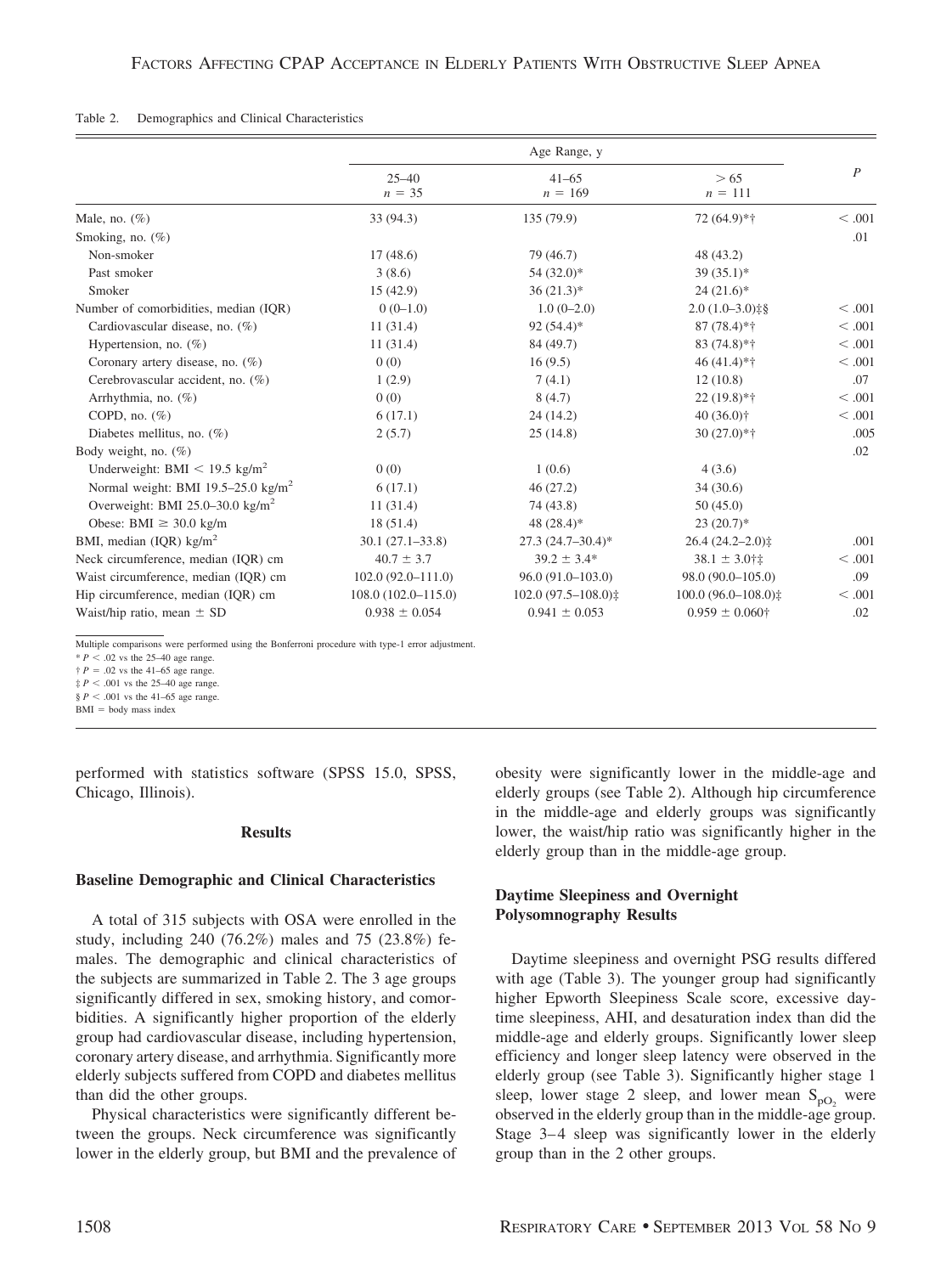Table 2. Demographics and Clinical Characteristics

| | Age Range, y | | | $P$ |
|---|---|---|---|---|
| | 25–40<br>$n = 35$ | 41–65<br>$n = 169$ | > 65<br>$n = 111$ | |
| Male, no. (%) | 33 (94.3) | 135 (79.9) | 72 (64.9)*† | < .001 |
| Smoking, no. (%) | | | | .01 |
| Non-smoker | 17 (48.6) | 79 (46.7) | 48 (43.2) | |
| Past smoker | 3 (8.6) | 54 (32.0)* | 39 (35.1)* | |
| Smoker | 15 (42.9) | 36 (21.3)* | 24 (21.6)* | |
| Number of comorbidities, median (IQR) | 0 (0–1.0) | 1.0 (0–2.0) | 2.0 (1.0–3.0)‡§ | < .001 |
| Cardiovascular disease, no. (%) | 11 (31.4) | 92 (54.4)* | 87 (78.4)*† | < .001 |
| Hypertension, no. (%) | 11 (31.4) | 84 (49.7) | 83 (74.8)*† | < .001 |
| Coronary artery disease, no. (%) | 0 (0) | 16 (9.5) | 46 (41.4)*† | < .001 |
| Cerebrovascular accident, no. (%) | 1 (2.9) | 7 (4.1) | 12 (10.8) | .07 |
| Arrhythmia, no. (%) | 0 (0) | 8 (4.7) | 22 (19.8)*† | < .001 |
| COPD, no. (%) | 6 (17.1) | 24 (14.2) | 40 (36.0)† | < .001 |
| Diabetes mellitus, no. (%) | 2 (5.7) | 25 (14.8) | 30 (27.0)*† | .005 |
| Body weight, no. (%) | | | | .02 |
| Underweight: BMI < 19.5 kg/m$^2$ | 0 (0) | 1 (0.6) | 4 (3.6) | |
| Normal weight: BMI 19.5–25.0 kg/m$^2$ | 6 (17.1) | 46 (27.2) | 34 (30.6) | |
| Overweight: BMI 25.0–30.0 kg/m$^2$ | 11 (31.4) | 74 (43.8) | 50 (45.0) | |
| Obese: BMI ≥ 30.0 kg/m | 18 (51.4) | 48 (28.4)* | 23 (20.7)* | |
| BMI, median (IQR) kg/m$^2$ | 30.1 (27.1–33.8) | 27.3 (24.7–30.4)* | 26.4 (24.2–2.0)‡ | .001 |
| Neck circumference, median (IQR) cm | 40.7 ± 3.7 | 39.2 ± 3.4* | 38.1 ± 3.0†‡ | < .001 |
| Waist circumference, median (IQR) cm | 102.0 (92.0–111.0) | 96.0 (91.0–103.0) | 98.0 (90.0–105.0) | .09 |
| Hip circumference, median (IQR) cm | 108.0 (102.0–115.0) | 102.0 (97.5–108.0)‡ | 100.0 (96.0–108.0)‡ | < .001 |
| Waist/hip ratio, mean ± SD | 0.938 ± 0.054 | 0.941 ± 0.053 | 0.959 ± 0.060† | .02 |

Multiple comparisons were performed using the Bonferroni procedure with type-1 error adjustment.
* $P < .02$ vs the 25–40 age range.
† $P = .02$ vs the 41–65 age range.
‡ $P < .001$ vs the 25–40 age range.
§ $P < .001$ vs the 41–65 age range.
BMI = body mass index

performed with statistics software (SPSS 15.0, SPSS, Chicago, Illinois).

## Results

### Baseline Demographic and Clinical Characteristics

A total of 315 subjects with OSA were enrolled in the study, including 240 (76.2%) males and 75 (23.8%) females. The demographic and clinical characteristics of the subjects are summarized in Table 2. The 3 age groups significantly differed in sex, smoking history, and comorbidities. A significantly higher proportion of the elderly group had cardiovascular disease, including hypertension, coronary artery disease, and arrhythmia. Significantly more elderly subjects suffered from COPD and diabetes mellitus than did the other groups.

Physical characteristics were significantly different between the groups. Neck circumference was significantly lower in the elderly group, but BMI and the prevalence of obesity were significantly lower in the middle-age and elderly groups (see Table 2). Although hip circumference in the middle-age and elderly groups was significantly lower, the waist/hip ratio was significantly higher in the elderly group than in the middle-age group.

### Daytime Sleepiness and Overnight Polysomnography Results

Daytime sleepiness and overnight PSG results differed with age (Table 3). The younger group had significantly higher Epworth Sleepiness Scale score, excessive daytime sleepiness, AHI, and desaturation index than did the middle-age and elderly groups. Significantly lower sleep efficiency and longer sleep latency were observed in the elderly group (see Table 3). Significantly higher stage 1 sleep, lower stage 2 sleep, and lower mean $S_{pO_2}$ were observed in the elderly group than in the middle-age group. Stage 3–4 sleep was significantly lower in the elderly group than in the 2 other groups.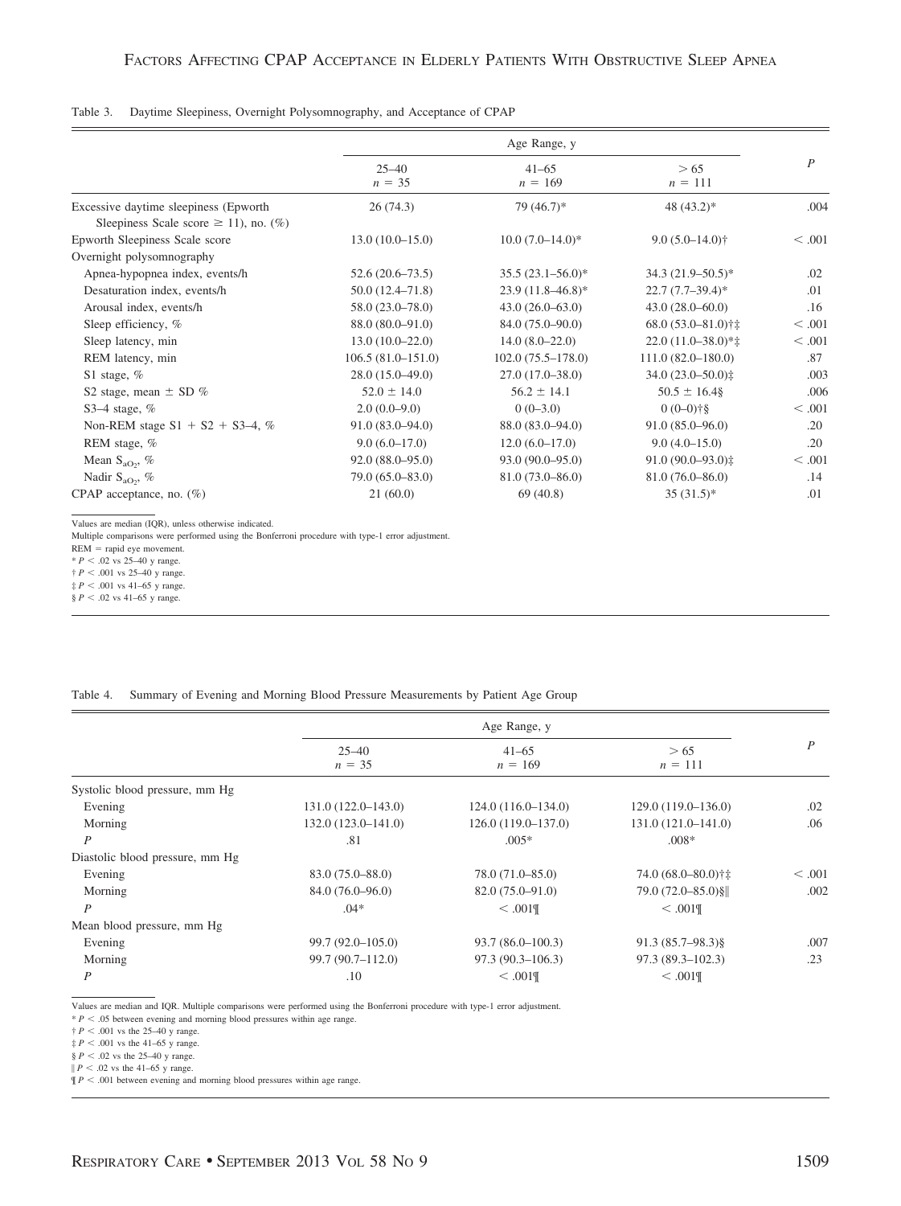Table 3. Daytime Sleepiness, Overnight Polysomnography, and Acceptance of CPAP

| | Age Range, y | | | $P$ |
|---|---|---|---|---|
| | 25–40 $n = 35$ | 41–65 $n = 169$ | > 65 $n = 111$ | |
| Excessive daytime sleepiness (Epworth Sleepiness Scale score ≥ 11), no. (%) | 26 (74.3) | 79 (46.7)* | 48 (43.2)* | .004 |
| Epworth Sleepiness Scale score | 13.0 (10.0–15.0) | 10.0 (7.0–14.0)* | 9.0 (5.0–14.0)† | < .001 |
| Overnight polysomnography | | | | |
| Apnea-hypopnea index, events/h | 52.6 (20.6–73.5) | 35.5 (23.1–56.0)* | 34.3 (21.9–50.5)* | .02 |
| Desaturation index, events/h | 50.0 (12.4–71.8) | 23.9 (11.8–46.8)* | 22.7 (7.7–39.4)* | .01 |
| Arousal index, events/h | 58.0 (23.0–78.0) | 43.0 (26.0–63.0) | 43.0 (28.0–60.0) | .16 |
| Sleep efficiency, % | 88.0 (80.0–91.0) | 84.0 (75.0–90.0) | 68.0 (53.0–81.0)†‡ | < .001 |
| Sleep latency, min | 13.0 (10.0–22.0) | 14.0 (8.0–22.0) | 22.0 (11.0–38.0)*‡ | < .001 |
| REM latency, min | 106.5 (81.0–151.0) | 102.0 (75.5–178.0) | 111.0 (82.0–180.0) | .87 |
| S1 stage, % | 28.0 (15.0–49.0) | 27.0 (17.0–38.0) | 34.0 (23.0–50.0)‡ | .003 |
| S2 stage, mean ± SD % | 52.0 ± 14.0 | 56.2 ± 14.1 | 50.5 ± 16.4§ | .006 |
| S3–4 stage, % | 2.0 (0.0–9.0) | 0 (0–3.0) | 0 (0–0)†§ | < .001 |
| Non-REM stage S1 + S2 + S3–4, % | 91.0 (83.0–94.0) | 88.0 (83.0–94.0) | 91.0 (85.0–96.0) | .20 |
| REM stage, % | 9.0 (6.0–17.0) | 12.0 (6.0–17.0) | 9.0 (4.0–15.0) | .20 |
| Mean $S_{aO_2}$, % | 92.0 (88.0–95.0) | 93.0 (90.0–95.0) | 91.0 (90.0–93.0)‡ | < .001 |
| Nadir $S_{aO_2}$, % | 79.0 (65.0–83.0) | 81.0 (73.0–86.0) | 81.0 (76.0–86.0) | .14 |
| CPAP acceptance, no. (%) | 21 (60.0) | 69 (40.8) | 35 (31.5)* | .01 |

Values are median (IQR), unless otherwise indicated.
Multiple comparisons were performed using the Bonferroni procedure with type-1 error adjustment.
REM = rapid eye movement.
* $P < .02$ vs 25–40 y range.
† $P < .001$ vs 25–40 y range.
‡ $P < .001$ vs 41–65 y range.
§ $P < .02$ vs 41–65 y range.

Table 4. Summary of Evening and Morning Blood Pressure Measurements by Patient Age Group

| | Age Range, y | | | $P$ |
|---|---|---|---|---|
| | 25–40 $n = 35$ | 41–65 $n = 169$ | > 65 $n = 111$ | |
| Systolic blood pressure, mm Hg | | | | |
| Evening | 131.0 (122.0–143.0) | 124.0 (116.0–134.0) | 129.0 (119.0–136.0) | .02 |
| Morning | 132.0 (123.0–141.0) | 126.0 (119.0–137.0) | 131.0 (121.0–141.0) | .06 |
| $P$ | .81 | .005* | .008* | |
| Diastolic blood pressure, mm Hg | | | | |
| Evening | 83.0 (75.0–88.0) | 78.0 (71.0–85.0) | 74.0 (68.0–80.0)†‡ | < .001 |
| Morning | 84.0 (76.0–96.0) | 82.0 (75.0–91.0) | 79.0 (72.0–85.0)§‖ | .002 |
| $P$ | .04* | < .001¶ | < .001¶ | |
| Mean blood pressure, mm Hg | | | | |
| Evening | 99.7 (92.0–105.0) | 93.7 (86.0–100.3) | 91.3 (85.7–98.3)§ | .007 |
| Morning | 99.7 (90.7–112.0) | 97.3 (90.3–106.3) | 97.3 (89.3–102.3) | .23 |
| $P$ | .10 | < .001¶ | < .001¶ | |

Values are median and IQR. Multiple comparisons were performed using the Bonferroni procedure with type-1 error adjustment.
* $P < .05$ between evening and morning blood pressures within age range.
† $P < .001$ vs the 25–40 y range.
‡ $P < .001$ vs the 41–65 y range.
§ $P < .02$ vs the 25–40 y range.
‖ $P < .02$ vs the 41–65 y range.
¶ $P < .001$ between evening and morning blood pressures within age range.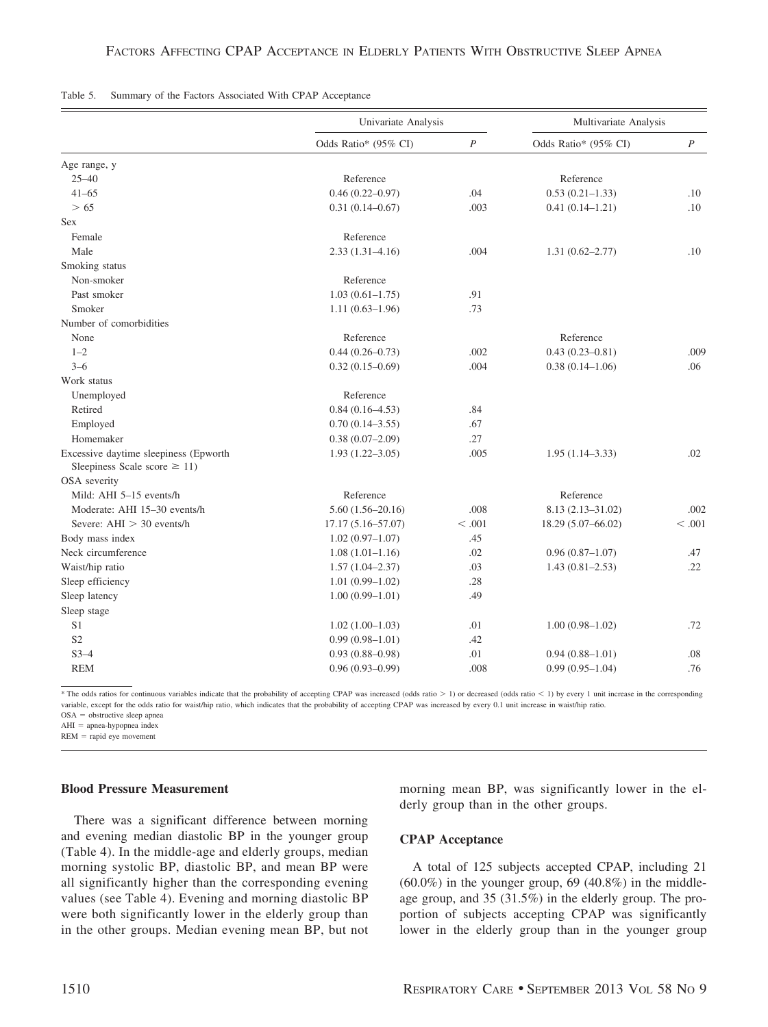Table 5. Summary of the Factors Associated With CPAP Acceptance

| | Univariate Analysis | | Multivariate Analysis | |
|---|---|---|---|---|
| | Odds Ratio* (95% CI) | $P$ | Odds Ratio* (95% CI) | $P$ |
| Age range, y | | | | |
| 25–40 | Reference | | Reference | |
| 41–65 | 0.46 (0.22–0.97) | .04 | 0.53 (0.21–1.33) | .10 |
| > 65 | 0.31 (0.14–0.67) | .003 | 0.41 (0.14–1.21) | .10 |
| Sex | | | | |
| Female | Reference | | | |
| Male | 2.33 (1.31–4.16) | .004 | 1.31 (0.62–2.77) | .10 |
| Smoking status | | | | |
| Non-smoker | Reference | | | |
| Past smoker | 1.03 (0.61–1.75) | .91 | | |
| Smoker | 1.11 (0.63–1.96) | .73 | | |
| Number of comorbidities | | | | |
| None | Reference | | Reference | |
| 1–2 | 0.44 (0.26–0.73) | .002 | 0.43 (0.23–0.81) | .009 |
| 3–6 | 0.32 (0.15–0.69) | .004 | 0.38 (0.14–1.06) | .06 |
| Work status | | | | |
| Unemployed | Reference | | | |
| Retired | 0.84 (0.16–4.53) | .84 | | |
| Employed | 0.70 (0.14–3.55) | .67 | | |
| Homemaker | 0.38 (0.07–2.09) | .27 | | |
| Excessive daytime sleepiness (Epworth Sleepiness Scale score ≥ 11) | 1.93 (1.22–3.05) | .005 | 1.95 (1.14–3.33) | .02 |
| OSA severity | | | | |
| Mild: AHI 5–15 events/h | Reference | | Reference | |
| Moderate: AHI 15–30 events/h | 5.60 (1.56–20.16) | .008 | 8.13 (2.13–31.02) | .002 |
| Severe: AHI > 30 events/h | 17.17 (5.16–57.07) | < .001 | 18.29 (5.07–66.02) | < .001 |
| Body mass index | 1.02 (0.97–1.07) | .45 | | |
| Neck circumference | 1.08 (1.01–1.16) | .02 | 0.96 (0.87–1.07) | .47 |
| Waist/hip ratio | 1.57 (1.04–2.37) | .03 | 1.43 (0.81–2.53) | .22 |
| Sleep efficiency | 1.01 (0.99–1.02) | .28 | | |
| Sleep latency | 1.00 (0.99–1.01) | .49 | | |
| Sleep stage | | | | |
| S1 | 1.02 (1.00–1.03) | .01 | 1.00 (0.98–1.02) | .72 |
| S2 | 0.99 (0.98–1.01) | .42 | | |
| S3–4 | 0.93 (0.88–0.98) | .01 | 0.94 (0.88–1.01) | .08 |
| REM | 0.96 (0.93–0.99) | .008 | 0.99 (0.95–1.04) | .76 |

\* The odds ratios for continuous variables indicate that the probability of accepting CPAP was increased (odds ratio > 1) or decreased (odds ratio < 1) by every 1 unit increase in the corresponding variable, except for the odds ratio for waist/hip ratio, which indicates that the probability of accepting CPAP was increased by every 0.1 unit increase in waist/hip ratio.
OSA = obstructive sleep apnea
AHI = apnea-hypopnea index
REM = rapid eye movement

**Blood Pressure Measurement**

There was a significant difference between morning and evening median diastolic BP in the younger group (Table 4). In the middle-age and elderly groups, median morning systolic BP, diastolic BP, and mean BP were all significantly higher than the corresponding evening values (see Table 4). Evening and morning diastolic BP were both significantly lower in the elderly group than in the other groups. Median evening mean BP, but not morning mean BP, was significantly lower in the elderly group than in the other groups.

**CPAP Acceptance**

A total of 125 subjects accepted CPAP, including 21 (60.0%) in the younger group, 69 (40.8%) in the middle-age group, and 35 (31.5%) in the elderly group. The proportion of subjects accepting CPAP was significantly lower in the elderly group than in the younger group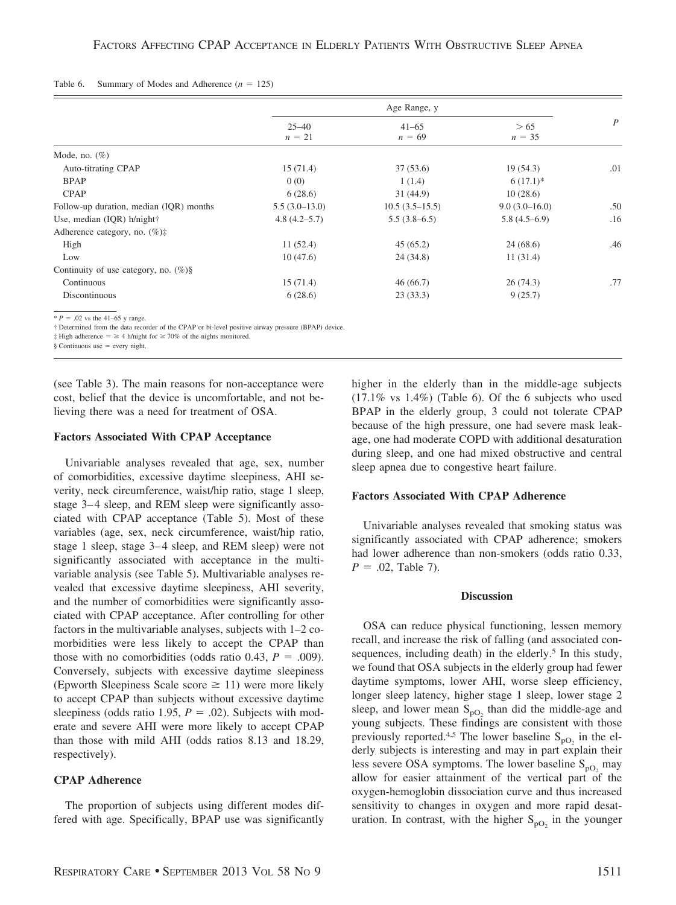Table 6. Summary of Modes and Adherence ($n$ = 125)

| | Age Range, y | | | $P$ |
|---|---|---|---|---|
| | 25–40 $n$ = 21 | 41–65 $n$ = 69 | > 65 $n$ = 35 | |
| Mode, no. (%) | | | | |
| Auto-titrating CPAP | 15 (71.4) | 37 (53.6) | 19 (54.3) | .01 |
| BPAP | 0 (0) | 1 (1.4) | 6 (17.1)* | |
| CPAP | 6 (28.6) | 31 (44.9) | 10 (28.6) | |
| Follow-up duration, median (IQR) months | 5.5 (3.0–13.0) | 10.5 (3.5–15.5) | 9.0 (3.0–16.0) | .50 |
| Use, median (IQR) h/night† | 4.8 (4.2–5.7) | 5.5 (3.8–6.5) | 5.8 (4.5–6.9) | .16 |
| Adherence category, no. (%)‡ | | | | |
| High | 11 (52.4) | 45 (65.2) | 24 (68.6) | .46 |
| Low | 10 (47.6) | 24 (34.8) | 11 (31.4) | |
| Continuity of use category, no. (%)§ | | | | |
| Continuous | 15 (71.4) | 46 (66.7) | 26 (74.3) | .77 |
| Discontinuous | 6 (28.6) | 23 (33.3) | 9 (25.7) | |

* $P$ = .02 vs the 41–65 y range.
† Determined from the data recorder of the CPAP or bi-level positive airway pressure (BPAP) device.
‡ High adherence = ≥ 4 h/night for ≥ 70% of the nights monitored.
§ Continuous use = every night.

(see Table 3). The main reasons for non-acceptance were cost, belief that the device is uncomfortable, and not believing there was a need for treatment of OSA.

### Factors Associated With CPAP Acceptance

Univariable analyses revealed that age, sex, number of comorbidities, excessive daytime sleepiness, AHI severity, neck circumference, waist/hip ratio, stage 1 sleep, stage 3–4 sleep, and REM sleep were significantly associated with CPAP acceptance (Table 5). Most of these variables (age, sex, neck circumference, waist/hip ratio, stage 1 sleep, stage 3–4 sleep, and REM sleep) were not significantly associated with acceptance in the multivariable analysis (see Table 5). Multivariable analyses revealed that excessive daytime sleepiness, AHI severity, and the number of comorbidities were significantly associated with CPAP acceptance. After controlling for other factors in the multivariable analyses, subjects with 1–2 comorbidities were less likely to accept the CPAP than those with no comorbidities (odds ratio 0.43, $P$ = .009). Conversely, subjects with excessive daytime sleepiness (Epworth Sleepiness Scale score ≥ 11) were more likely to accept CPAP than subjects without excessive daytime sleepiness (odds ratio 1.95, $P$ = .02). Subjects with moderate and severe AHI were more likely to accept CPAP than those with mild AHI (odds ratios 8.13 and 18.29, respectively).

### CPAP Adherence

The proportion of subjects using different modes differed with age. Specifically, BPAP use was significantly higher in the elderly than in the middle-age subjects (17.1% vs 1.4%) (Table 6). Of the 6 subjects who used BPAP in the elderly group, 3 could not tolerate CPAP because of the high pressure, one had severe mask leakage, one had moderate COPD with additional desaturation during sleep, and one had mixed obstructive and central sleep apnea due to congestive heart failure.

### Factors Associated With CPAP Adherence

Univariable analyses revealed that smoking status was significantly associated with CPAP adherence; smokers had lower adherence than non-smokers (odds ratio 0.33, $P$ = .02, Table 7).

## Discussion

OSA can reduce physical functioning, lessen memory recall, and increase the risk of falling (and associated consequences, including death) in the elderly.[5] In this study, we found that OSA subjects in the elderly group had fewer daytime symptoms, lower AHI, worse sleep efficiency, longer sleep latency, higher stage 1 sleep, lower stage 2 sleep, and lower mean $S_{pO_2}$ than did the middle-age and young subjects. These findings are consistent with those previously reported.[4,5] The lower baseline $S_{pO_2}$ in the elderly subjects is interesting and may in part explain their less severe OSA symptoms. The lower baseline $S_{pO_2}$ may allow for easier attainment of the vertical part of the oxygen-hemoglobin dissociation curve and thus increased sensitivity to changes in oxygen and more rapid desaturation. In contrast, with the higher $S_{pO_2}$ in the younger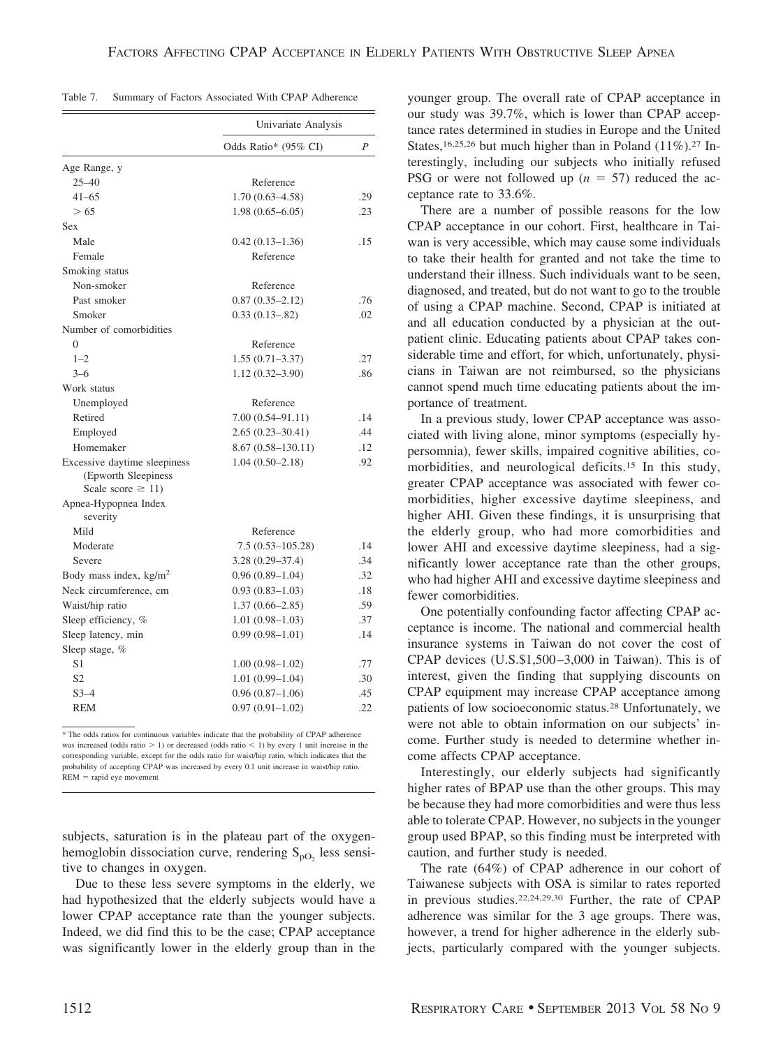Table 7. Summary of Factors Associated With CPAP Adherence

| | Univariate Analysis | |
|---|---|---|
| | Odds Ratio* (95% CI) | *P* |
| **Age Range, y** | | |
| 25–40 | Reference | |
| 41–65 | 1.70 (0.63–4.58) | .29 |
| > 65 | 1.98 (0.65–6.05) | .23 |
| **Sex** | | |
| Male | 0.42 (0.13–1.36) | .15 |
| Female | Reference | |
| **Smoking status** | | |
| Non-smoker | Reference | |
| Past smoker | 0.87 (0.35–2.12) | .76 |
| Smoker | 0.33 (0.13–.82) | .02 |
| **Number of comorbidities** | | |
| 0 | Reference | |
| 1–2 | 1.55 (0.71–3.37) | .27 |
| 3–6 | 1.12 (0.32–3.90) | .86 |
| **Work status** | | |
| Unemployed | Reference | |
| Retired | 7.00 (0.54–91.11) | .14 |
| Employed | 2.65 (0.23–30.41) | .44 |
| Homemaker | 8.67 (0.58–130.11) | .12 |
| Excessive daytime sleepiness (Epworth Sleepiness Scale score ≥ 11) | 1.04 (0.50–2.18) | .92 |
| **Apnea-Hypopnea Index severity** | | |
| Mild | Reference | |
| Moderate | 7.5 (0.53–105.28) | .14 |
| Severe | 3.28 (0.29–37.4) | .34 |
| Body mass index, kg/m$^2$ | 0.96 (0.89–1.04) | .32 |
| Neck circumference, cm | 0.93 (0.83–1.03) | .18 |
| Waist/hip ratio | 1.37 (0.66–2.85) | .59 |
| Sleep efficiency, % | 1.01 (0.98–1.03) | .37 |
| Sleep latency, min | 0.99 (0.98–1.01) | .14 |
| **Sleep stage, %** | | |
| S1 | 1.00 (0.98–1.02) | .77 |
| S2 | 1.01 (0.99–1.04) | .30 |
| S3–4 | 0.96 (0.87–1.06) | .45 |
| REM | 0.97 (0.91–1.02) | .22 |

* The odds ratios for continuous variables indicate that the probability of CPAP adherence was increased (odds ratio > 1) or decreased (odds ratio < 1) by every 1 unit increase in the corresponding variable, except for the odds ratio for waist/hip ratio, which indicates that the probability of accepting CPAP was increased by every 0.1 unit increase in waist/hip ratio.
REM = rapid eye movement

subjects, saturation is in the plateau part of the oxygen-hemoglobin dissociation curve, rendering $S_{pO_2}$ less sensitive to changes in oxygen.

Due to these less severe symptoms in the elderly, we had hypothesized that the elderly subjects would have a lower CPAP acceptance rate than the younger subjects. Indeed, we did find this to be the case; CPAP acceptance was significantly lower in the elderly group than in the younger group. The overall rate of CPAP acceptance in our study was 39.7%, which is lower than CPAP acceptance rates determined in studies in Europe and the United States,[16,25,26] but much higher than in Poland (11%).[27] Interestingly, including our subjects who initially refused PSG or were not followed up ($n = 57$) reduced the acceptance rate to 33.6%.

There are a number of possible reasons for the low CPAP acceptance in our cohort. First, healthcare in Taiwan is very accessible, which may cause some individuals to take their health for granted and not take the time to understand their illness. Such individuals want to be seen, diagnosed, and treated, but do not want to go to the trouble of using a CPAP machine. Second, CPAP is initiated at and all education conducted by a physician at the outpatient clinic. Educating patients about CPAP takes considerable time and effort, for which, unfortunately, physicians in Taiwan are not reimbursed, so the physicians cannot spend much time educating patients about the importance of treatment.

In a previous study, lower CPAP acceptance was associated with living alone, minor symptoms (especially hypersomnia), fewer skills, impaired cognitive abilities, comorbidities, and neurological deficits.[15] In this study, greater CPAP acceptance was associated with fewer comorbidities, higher excessive daytime sleepiness, and higher AHI. Given these findings, it is unsurprising that the elderly group, who had more comorbidities and lower AHI and excessive daytime sleepiness, had a significantly lower acceptance rate than the other groups, who had higher AHI and excessive daytime sleepiness and fewer comorbidities.

One potentially confounding factor affecting CPAP acceptance is income. The national and commercial health insurance systems in Taiwan do not cover the cost of CPAP devices (U.S.$1,500–3,000 in Taiwan). This is of interest, given the finding that supplying discounts on CPAP equipment may increase CPAP acceptance among patients of low socioeconomic status.[28] Unfortunately, we were not able to obtain information on our subjects' income. Further study is needed to determine whether income affects CPAP acceptance.

Interestingly, our elderly subjects had significantly higher rates of BPAP use than the other groups. This may be because they had more comorbidities and were thus less able to tolerate CPAP. However, no subjects in the younger group used BPAP, so this finding must be interpreted with caution, and further study is needed.

The rate (64%) of CPAP adherence in our cohort of Taiwanese subjects with OSA is similar to rates reported in previous studies.[22,24,29,30] Further, the rate of CPAP adherence was similar for the 3 age groups. There was, however, a trend for higher adherence in the elderly subjects, particularly compared with the younger subjects.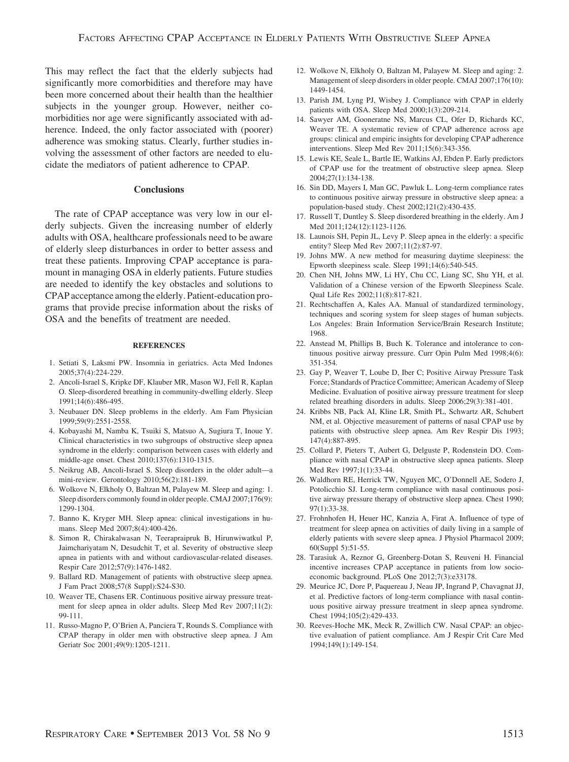This may reflect the fact that the elderly subjects had significantly more comorbidities and therefore may have been more concerned about their health than the healthier subjects in the younger group. However, neither comorbidities nor age were significantly associated with adherence. Indeed, the only factor associated with (poorer) adherence was smoking status. Clearly, further studies involving the assessment of other factors are needed to elucidate the mediators of patient adherence to CPAP.

## Conclusions

The rate of CPAP acceptance was very low in our elderly subjects. Given the increasing number of elderly adults with OSA, healthcare professionals need to be aware of elderly sleep disturbances in order to better assess and treat these patients. Improving CPAP acceptance is paramount in managing OSA in elderly patients. Future studies are needed to identify the key obstacles and solutions to CPAP acceptance among the elderly. Patient-education programs that provide precise information about the risks of OSA and the benefits of treatment are needed.

## REFERENCES

1. Setiati S, Laksmi PW. Insomnia in geriatrics. Acta Med Indones 2005;37(4):224-229.
2. Ancoli-Israel S, Kripke DF, Klauber MR, Mason WJ, Fell R, Kaplan O. Sleep-disordered breathing in community-dwelling elderly. Sleep 1991;14(6):486-495.
3. Neubauer DN. Sleep problems in the elderly. Am Fam Physician 1999;59(9):2551-2558.
4. Kobayashi M, Namba K, Tsuiki S, Matsuo A, Sugiura T, Inoue Y. Clinical characteristics in two subgroups of obstructive sleep apnea syndrome in the elderly: comparison between cases with elderly and middle-age onset. Chest 2010;137(6):1310-1315.
5. Neikrug AB, Ancoli-Israel S. Sleep disorders in the older adult—a mini-review. Gerontology 2010;56(2):181-189.
6. Wolkove N, Elkholy O, Baltzan M, Palayew M. Sleep and aging: 1. Sleep disorders commonly found in older people. CMAJ 2007;176(9): 1299-1304.
7. Banno K, Kryger MH. Sleep apnea: clinical investigations in humans. Sleep Med 2007;8(4):400-426.
8. Simon R, Chirakalwasan N, Teerapraipruk B, Hirunwiwatkul P, Jaimchariyatam N, Desudchit T, et al. Severity of obstructive sleep apnea in patients with and without cardiovascular-related diseases. Respir Care 2012;57(9):1476-1482.
9. Ballard RD. Management of patients with obstructive sleep apnea. J Fam Pract 2008;57(8 Suppl):S24-S30.
10. Weaver TE, Chasens ER. Continuous positive airway pressure treatment for sleep apnea in older adults. Sleep Med Rev 2007;11(2): 99-111.
11. Russo-Magno P, O'Brien A, Panciera T, Rounds S. Compliance with CPAP therapy in older men with obstructive sleep apnea. J Am Geriatr Soc 2001;49(9):1205-1211.
12. Wolkove N, Elkholy O, Baltzan M, Palayew M. Sleep and aging: 2. Management of sleep disorders in older people. CMAJ 2007;176(10): 1449-1454.
13. Parish JM, Lyng PJ, Wisbey J. Compliance with CPAP in elderly patients with OSA. Sleep Med 2000;1(3):209-214.
14. Sawyer AM, Gooneratne NS, Marcus CL, Ofer D, Richards KC, Weaver TE. A systematic review of CPAP adherence across age groups: clinical and empiric insights for developing CPAP adherence interventions. Sleep Med Rev 2011;15(6):343-356.
15. Lewis KE, Seale L, Bartle IE, Watkins AJ, Ebden P. Early predictors of CPAP use for the treatment of obstructive sleep apnea. Sleep 2004;27(1):134-138.
16. Sin DD, Mayers I, Man GC, Pawluk L. Long-term compliance rates to continuous positive airway pressure in obstructive sleep apnea: a population-based study. Chest 2002;121(2):430-435.
17. Russell T, Duntley S. Sleep disordered breathing in the elderly. Am J Med 2011;124(12):1123-1126.
18. Launois SH, Pepin JL, Levy P. Sleep apnea in the elderly: a specific entity? Sleep Med Rev 2007;11(2):87-97.
19. Johns MW. A new method for measuring daytime sleepiness: the Epworth sleepiness scale. Sleep 1991;14(6):540-545.
20. Chen NH, Johns MW, Li HY, Chu CC, Liang SC, Shu YH, et al. Validation of a Chinese version of the Epworth Sleepiness Scale. Qual Life Res 2002;11(8):817-821.
21. Rechtschaffen A, Kales AA. Manual of standardized terminology, techniques and scoring system for sleep stages of human subjects. Los Angeles: Brain Information Service/Brain Research Institute; 1968.
22. Anstead M, Phillips B, Buch K. Tolerance and intolerance to continuous positive airway pressure. Curr Opin Pulm Med 1998;4(6): 351-354.
23. Gay P, Weaver T, Loube D, Iber C; Positive Airway Pressure Task Force; Standards of Practice Committee; American Academy of Sleep Medicine. Evaluation of positive airway pressure treatment for sleep related breathing disorders in adults. Sleep 2006;29(3):381-401.
24. Kribbs NB, Pack AI, Kline LR, Smith PL, Schwartz AR, Schubert NM, et al. Objective measurement of patterns of nasal CPAP use by patients with obstructive sleep apnea. Am Rev Respir Dis 1993; 147(4):887-895.
25. Collard P, Pieters T, Aubert G, Delguste P, Rodenstein DO. Compliance with nasal CPAP in obstructive sleep apnea patients. Sleep Med Rev 1997;1(1):33-44.
26. Waldhorn RE, Herrick TW, Nguyen MC, O'Donnell AE, Sodero J, Potolicchio SJ. Long-term compliance with nasal continuous positive airway pressure therapy of obstructive sleep apnea. Chest 1990; 97(1):33-38.
27. Frohnhofen H, Heuer HC, Kanzia A, Firat A. Influence of type of treatment for sleep apnea on activities of daily living in a sample of elderly patients with severe sleep apnea. J Physiol Pharmacol 2009; 60(Suppl 5):51-55.
28. Tarasiuk A, Reznor G, Greenberg-Dotan S, Reuveni H. Financial incentive increases CPAP acceptance in patients from low socioeconomic background. PLoS One 2012;7(3):e33178.
29. Meurice JC, Dore P, Paquereau J, Neau JP, Ingrand P, Chavagnat JJ, et al. Predictive factors of long-term compliance with nasal continuous positive airway pressure treatment in sleep apnea syndrome. Chest 1994;105(2):429-433.
30. Reeves-Hoche MK, Meck R, Zwillich CW. Nasal CPAP: an objective evaluation of patient compliance. Am J Respir Crit Care Med 1994;149(1):149-154.